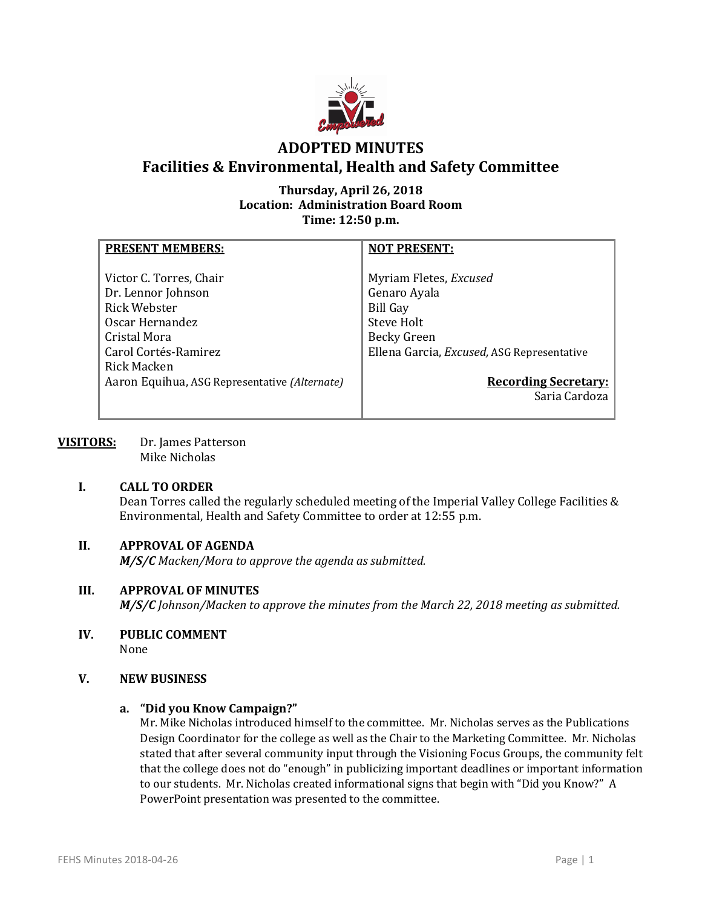# ADOPTED MINUTES
## Facilities & Environmental, Health and Safety Committee

**Thursday, April 26, 2018**
**Location: Administration Board Room**
**Time: 12:50 p.m.**

| **PRESENT MEMBERS:** | **NOT PRESENT:** |
|---|---|
| Victor C. Torres, Chair | Myriam Fletes, *Excused* |
| Dr. Lennor Johnson | Genaro Ayala |
| Rick Webster | Bill Gay |
| Oscar Hernandez | Steve Holt |
| Cristal Mora | Becky Green |
| Carol Cortés-Ramirez | Ellena Garcia, *Excused,* ASG Representative |
| Rick Macken | |
| Aaron Equihua, ASG Representative *(Alternate)* | **Recording Secretary:** Saria Cardoza |

**VISITORS:** Dr. James Patterson
Mike Nicholas

**I. CALL TO ORDER**
Dean Torres called the regularly scheduled meeting of the Imperial Valley College Facilities & Environmental, Health and Safety Committee to order at 12:55 p.m.

**II. APPROVAL OF AGENDA**
***M/S/C** Macken/Mora to approve the agenda as submitted.*

**III. APPROVAL OF MINUTES**
***M/S/C** Johnson/Macken to approve the minutes from the March 22, 2018 meeting as submitted.*

**IV. PUBLIC COMMENT**
None

**V. NEW BUSINESS**

**a. "Did you Know Campaign?"**
Mr. Mike Nicholas introduced himself to the committee. Mr. Nicholas serves as the Publications Design Coordinator for the college as well as the Chair to the Marketing Committee. Mr. Nicholas stated that after several community input through the Visioning Focus Groups, the community felt that the college does not do "enough" in publicizing important deadlines or important information to our students. Mr. Nicholas created informational signs that begin with "Did you Know?" A PowerPoint presentation was presented to the committee.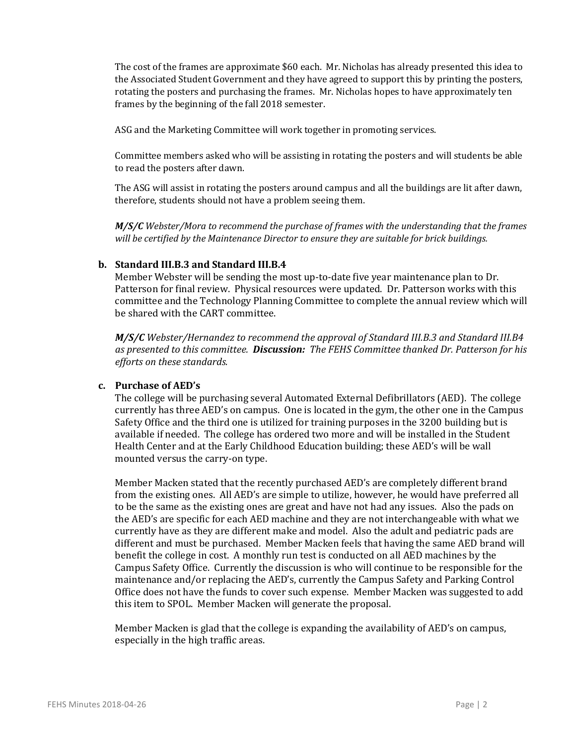The cost of the frames are approximate $60 each. Mr. Nicholas has already presented this idea to the Associated Student Government and they have agreed to support this by printing the posters, rotating the posters and purchasing the frames. Mr. Nicholas hopes to have approximately ten frames by the beginning of the fall 2018 semester.

ASG and the Marketing Committee will work together in promoting services.

Committee members asked who will be assisting in rotating the posters and will students be able to read the posters after dawn.

The ASG will assist in rotating the posters around campus and all the buildings are lit after dawn, therefore, students should not have a problem seeing them.

***M/S/C*** *Webster/Mora to recommend the purchase of frames with the understanding that the frames will be certified by the Maintenance Director to ensure they are suitable for brick buildings.*

**b. Standard III.B.3 and Standard III.B.4**

Member Webster will be sending the most up-to-date five year maintenance plan to Dr. Patterson for final review. Physical resources were updated. Dr. Patterson works with this committee and the Technology Planning Committee to complete the annual review which will be shared with the CART committee.

***M/S/C*** *Webster/Hernandez to recommend the approval of Standard III.B.3 and Standard III.B4 as presented to this committee.* ***Discussion:*** *The FEHS Committee thanked Dr. Patterson for his efforts on these standards.*

**c. Purchase of AED's**

The college will be purchasing several Automated External Defibrillators (AED). The college currently has three AED's on campus. One is located in the gym, the other one in the Campus Safety Office and the third one is utilized for training purposes in the 3200 building but is available if needed. The college has ordered two more and will be installed in the Student Health Center and at the Early Childhood Education building; these AED's will be wall mounted versus the carry-on type.

Member Macken stated that the recently purchased AED's are completely different brand from the existing ones. All AED's are simple to utilize, however, he would have preferred all to be the same as the existing ones are great and have not had any issues. Also the pads on the AED's are specific for each AED machine and they are not interchangeable with what we currently have as they are different make and model. Also the adult and pediatric pads are different and must be purchased. Member Macken feels that having the same AED brand will benefit the college in cost. A monthly run test is conducted on all AED machines by the Campus Safety Office. Currently the discussion is who will continue to be responsible for the maintenance and/or replacing the AED's, currently the Campus Safety and Parking Control Office does not have the funds to cover such expense. Member Macken was suggested to add this item to SPOL. Member Macken will generate the proposal.

Member Macken is glad that the college is expanding the availability of AED's on campus, especially in the high traffic areas.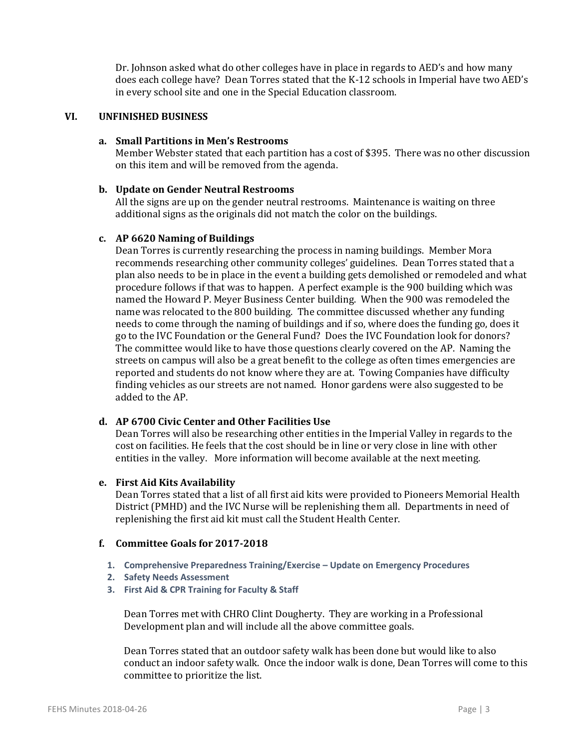Dr. Johnson asked what do other colleges have in place in regards to AED's and how many does each college have? Dean Torres stated that the K-12 schools in Imperial have two AED's in every school site and one in the Special Education classroom.

## VI. UNFINISHED BUSINESS

### a. Small Partitions in Men's Restrooms

Member Webster stated that each partition has a cost of $395. There was no other discussion on this item and will be removed from the agenda.

### b. Update on Gender Neutral Restrooms

All the signs are up on the gender neutral restrooms. Maintenance is waiting on three additional signs as the originals did not match the color on the buildings.

### c. AP 6620 Naming of Buildings

Dean Torres is currently researching the process in naming buildings. Member Mora recommends researching other community colleges' guidelines. Dean Torres stated that a plan also needs to be in place in the event a building gets demolished or remodeled and what procedure follows if that was to happen. A perfect example is the 900 building which was named the Howard P. Meyer Business Center building. When the 900 was remodeled the name was relocated to the 800 building. The committee discussed whether any funding needs to come through the naming of buildings and if so, where does the funding go, does it go to the IVC Foundation or the General Fund? Does the IVC Foundation look for donors? The committee would like to have those questions clearly covered on the AP. Naming the streets on campus will also be a great benefit to the college as often times emergencies are reported and students do not know where they are at. Towing Companies have difficulty finding vehicles as our streets are not named. Honor gardens were also suggested to be added to the AP.

### d. AP 6700 Civic Center and Other Facilities Use

Dean Torres will also be researching other entities in the Imperial Valley in regards to the cost on facilities. He feels that the cost should be in line or very close in line with other entities in the valley. More information will become available at the next meeting.

### e. First Aid Kits Availability

Dean Torres stated that a list of all first aid kits were provided to Pioneers Memorial Health District (PMHD) and the IVC Nurse will be replenishing them all. Departments in need of replenishing the first aid kit must call the Student Health Center.

### f. Committee Goals for 2017-2018

1. **Comprehensive Preparedness Training/Exercise – Update on Emergency Procedures**
2. **Safety Needs Assessment**
3. **First Aid & CPR Training for Faculty & Staff**

Dean Torres met with CHRO Clint Dougherty. They are working in a Professional Development plan and will include all the above committee goals.

Dean Torres stated that an outdoor safety walk has been done but would like to also conduct an indoor safety walk. Once the indoor walk is done, Dean Torres will come to this committee to prioritize the list.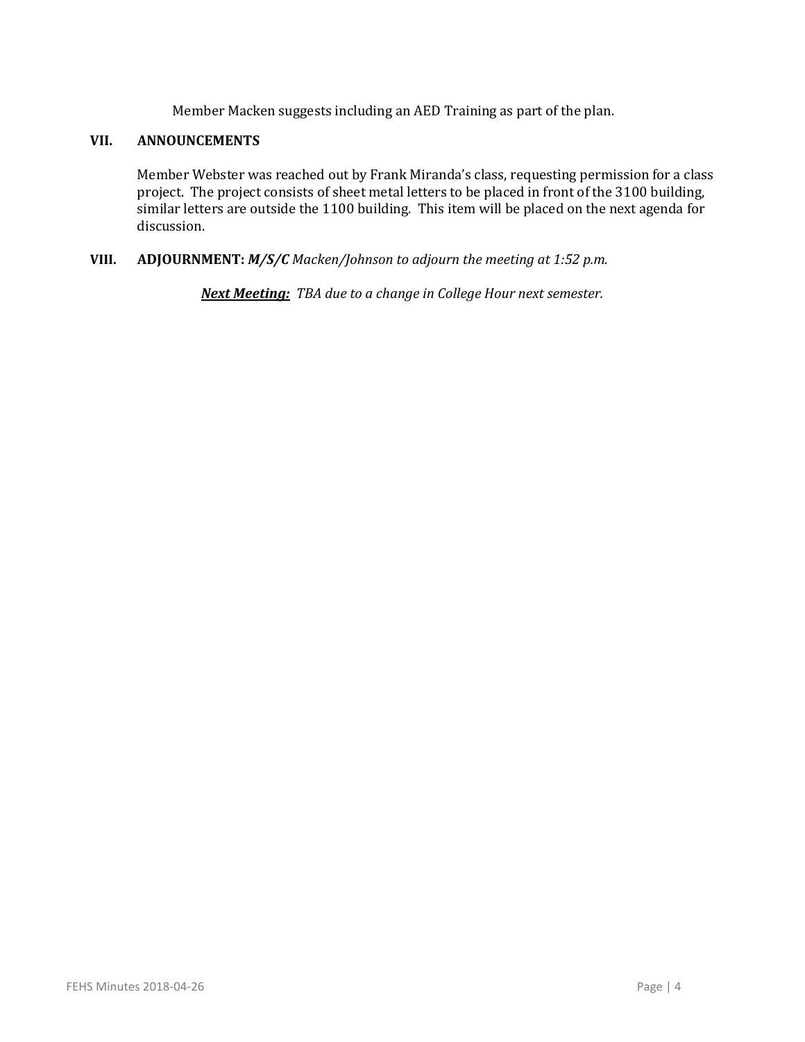Member Macken suggests including an AED Training as part of the plan.

## VII. ANNOUNCEMENTS

Member Webster was reached out by Frank Miranda's class, requesting permission for a class project. The project consists of sheet metal letters to be placed in front of the 3100 building, similar letters are outside the 1100 building. This item will be placed on the next agenda for discussion.

## VIII. ADJOURNMENT: ***M/S/C*** *Macken/Johnson to adjourn the meeting at 1:52 p.m.*

***Next Meeting:*** *TBA due to a change in College Hour next semester.*